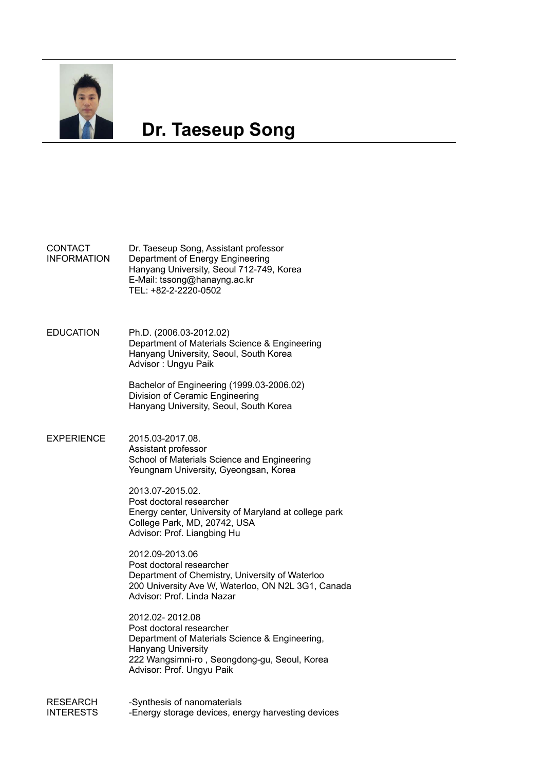# Dr. Taeseup Song

**CONTACT INFORMATION**

Dr. Taeseup Song, Assistant professor
Department of Energy Engineering
Hanyang University, Seoul 712-749, Korea
E-Mail: tssong@hanayng.ac.kr
TEL: +82-2-2220-0502

**EDUCATION**

Ph.D. (2006.03-2012.02)
Department of Materials Science & Engineering
Hanyang University, Seoul, South Korea
Advisor : Ungyu Paik

Bachelor of Engineering (1999.03-2006.02)
Division of Ceramic Engineering
Hanyang University, Seoul, South Korea

**EXPERIENCE**

2015.03-2017.08.
Assistant professor
School of Materials Science and Engineering
Yeungnam University, Gyeongsan, Korea

2013.07-2015.02.
Post doctoral researcher
Energy center, University of Maryland at college park
College Park, MD, 20742, USA
Advisor: Prof. Liangbing Hu

2012.09-2013.06
Post doctoral researcher
Department of Chemistry, University of Waterloo
200 University Ave W, Waterloo, ON N2L 3G1, Canada
Advisor: Prof. Linda Nazar

2012.02- 2012.08
Post doctoral researcher
Department of Materials Science & Engineering,
Hanyang University
222 Wangsimni-ro , Seongdong-gu, Seoul, Korea
Advisor: Prof. Ungyu Paik

**RESEARCH INTERESTS**

-Synthesis of nanomaterials
-Energy storage devices, energy harvesting devices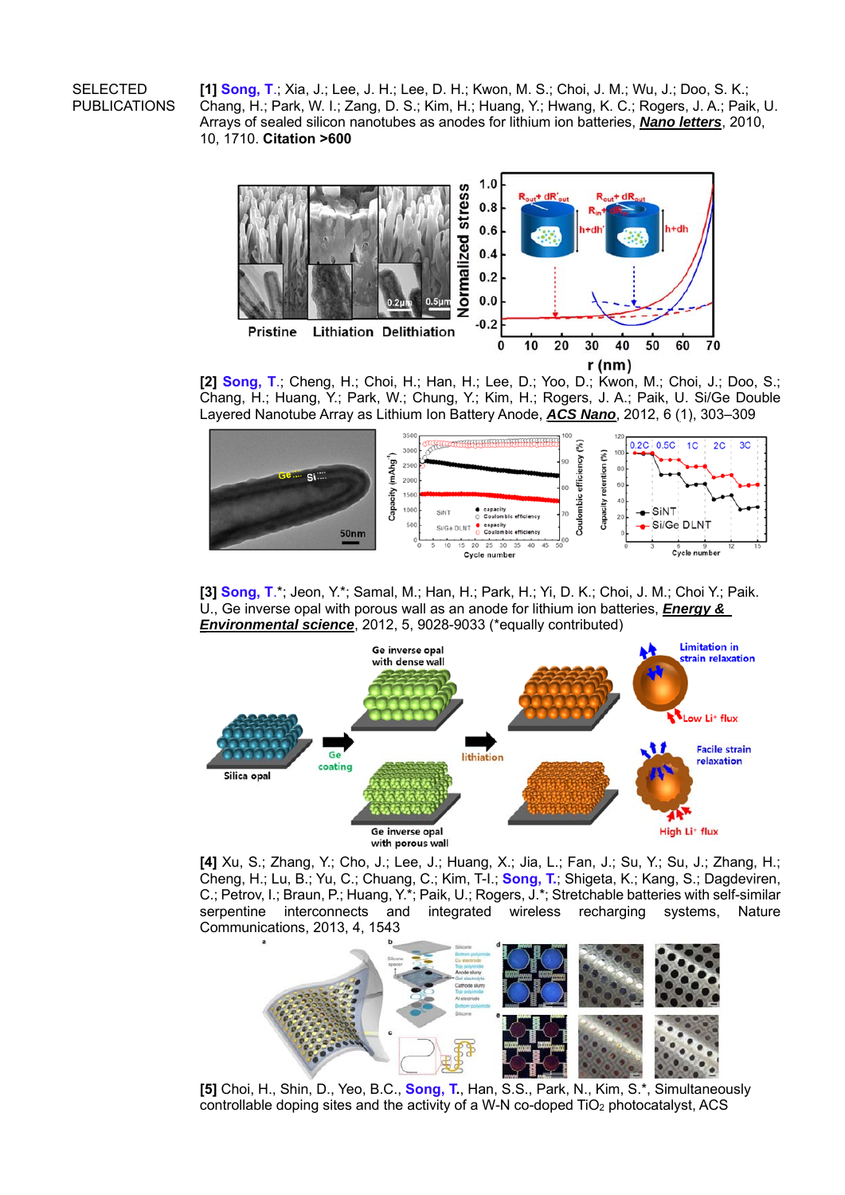SELECTED PUBLICATIONS

**[1]** Song, T.; Xia, J.; Lee, J. H.; Lee, D. H.; Kwon, M. S.; Choi, J. M.; Wu, J.; Doo, S. K.; Chang, H.; Park, W. I.; Zang, D. S.; Kim, H.; Huang, Y.; Hwang, K. C.; Rogers, J. A.; Paik, U. Arrays of sealed silicon nanotubes as anodes for lithium ion batteries, ***Nano letters***, 2010, 10, 1710. **Citation >600**

**[2]** Song, T.; Cheng, H.; Choi, H.; Han, H.; Lee, D.; Yoo, D.; Kwon, M.; Choi, J.; Doo, S.; Chang, H.; Huang, Y.; Park, W.; Chung, Y.; Kim, H.; Rogers, J. A.; Paik, U. Si/Ge Double Layered Nanotube Array as Lithium Ion Battery Anode, ***ACS Nano***, 2012, 6 (1), 303–309

**[3]** Song, T.*; Jeon, Y.*; Samal, M.; Han, H.; Park, H.; Yi, D. K.; Choi, J. M.; Choi Y.; Paik. U., Ge inverse opal with porous wall as an anode for lithium ion batteries, ***Energy & Environmental science***, 2012, 5, 9028-9033 (*equally contributed)

**[4]** Xu, S.; Zhang, Y.; Cho, J.; Lee, J.; Huang, X.; Jia, L.; Fan, J.; Su, Y.; Su, J.; Zhang, H.; Cheng, H.; Lu, B.; Yu, C.; Chuang, C.; Kim, T-I.; Song, T.; Shigeta, K.; Kang, S.; Dagdeviren, C.; Petrov, I.; Braun, P.; Huang, Y.*; Paik, U.; Rogers, J.*; Stretchable batteries with self-similar serpentine interconnects and integrated wireless recharging systems, Nature Communications, 2013, 4, 1543

**[5]** Choi, H., Shin, D., Yeo, B.C., Song, T., Han, S.S., Park, N., Kim, S.*, Simultaneously controllable doping sites and the activity of a W-N co-doped $TiO_2$ photocatalyst, ACS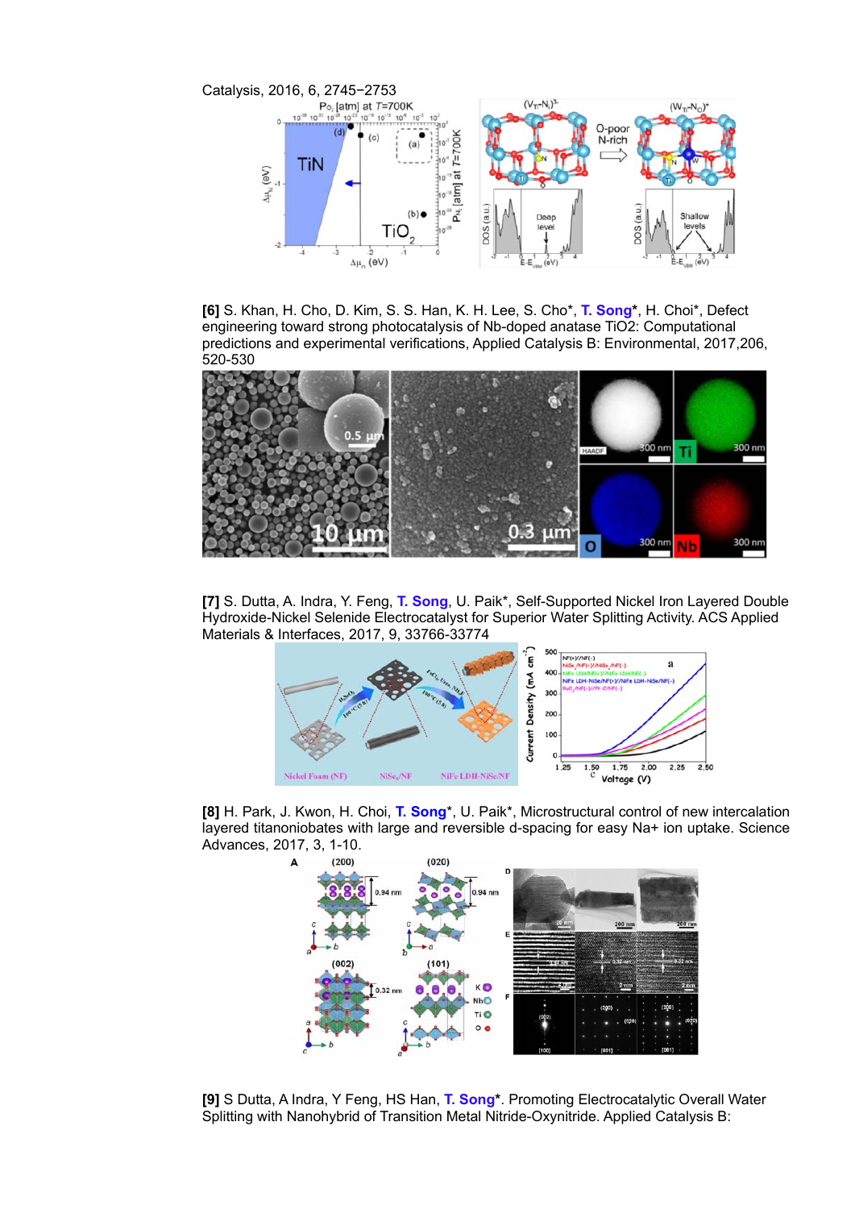Catalysis, 2016, 6, 2745−2753

**[6]** S. Khan, H. Cho, D. Kim, S. S. Han, K. H. Lee, S. Cho*, **T. Song***, H. Choi*, Defect engineering toward strong photocatalysis of Nb-doped anatase TiO2: Computational predictions and experimental verifications, Applied Catalysis B: Environmental, 2017,206, 520-530

**[7]** S. Dutta, A. Indra, Y. Feng, **T. Song**, U. Paik*, Self-Supported Nickel Iron Layered Double Hydroxide-Nickel Selenide Electrocatalyst for Superior Water Splitting Activity. ACS Applied Materials & Interfaces, 2017, 9, 33766-33774

**[8]** H. Park, J. Kwon, H. Choi, **T. Song***, U. Paik*, Microstructural control of new intercalation layered titanoniobates with large and reversible d-spacing for easy Na+ ion uptake. Science Advances, 2017, 3, 1-10.

**[9]** S Dutta, A Indra, Y Feng, HS Han, **T. Song***. Promoting Electrocatalytic Overall Water Splitting with Nanohybrid of Transition Metal Nitride-Oxynitride. Applied Catalysis B: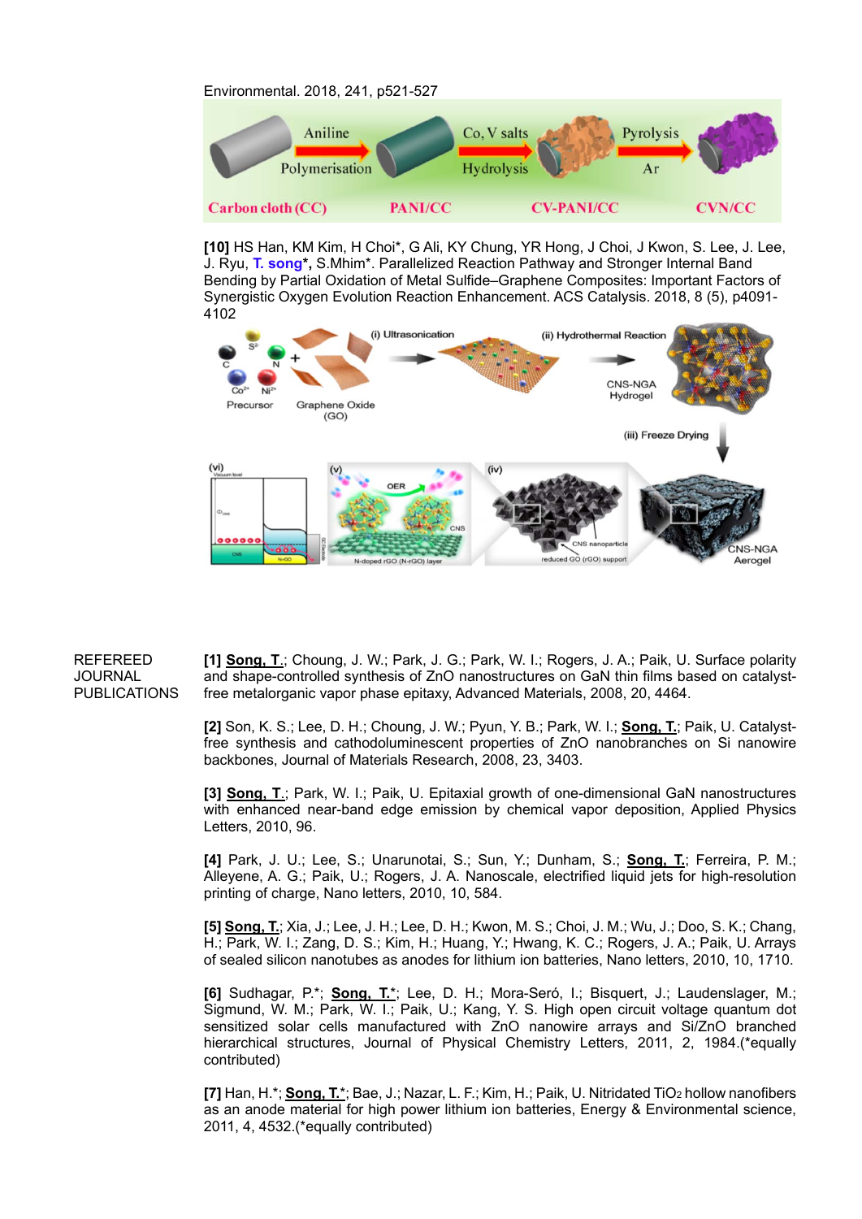Environmental. 2018, 241, p521-527

[10] HS Han, KM Kim, H Choi*, G Ali, KY Chung, YR Hong, J Choi, J Kwon, S. Lee, J. Lee, J. Ryu, **T. song***, S.Mhim*. Parallelized Reaction Pathway and Stronger Internal Band Bending by Partial Oxidation of Metal Sulfide–Graphene Composites: Important Factors of Synergistic Oxygen Evolution Reaction Enhancement. ACS Catalysis. 2018, 8 (5), p4091-4102

REFEREED JOURNAL PUBLICATIONS

**[1]** **Song, T.**; Choung, J. W.; Park, J. G.; Park, W. I.; Rogers, J. A.; Paik, U. Surface polarity and shape-controlled synthesis of ZnO nanostructures on GaN thin films based on catalyst-free metalorganic vapor phase epitaxy, Advanced Materials, 2008, 20, 4464.

**[2]** Son, K. S.; Lee, D. H.; Choung, J. W.; Pyun, Y. B.; Park, W. I.; **Song, T.**; Paik, U. Catalyst-free synthesis and cathodoluminescent properties of ZnO nanobranches on Si nanowire backbones, Journal of Materials Research, 2008, 23, 3403.

**[3]** **Song, T.**; Park, W. I.; Paik, U. Epitaxial growth of one-dimensional GaN nanostructures with enhanced near-band edge emission by chemical vapor deposition, Applied Physics Letters, 2010, 96.

**[4]** Park, J. U.; Lee, S.; Unarunotai, S.; Sun, Y.; Dunham, S.; **Song, T.**; Ferreira, P. M.; Alleyene, A. G.; Paik, U.; Rogers, J. A. Nanoscale, electrified liquid jets for high-resolution printing of charge, Nano letters, 2010, 10, 584.

**[5]** **Song, T.**; Xia, J.; Lee, J. H.; Lee, D. H.; Kwon, M. S.; Choi, J. M.; Wu, J.; Doo, S. K.; Chang, H.; Park, W. I.; Zang, D. S.; Kim, H.; Huang, Y.; Hwang, K. C.; Rogers, J. A.; Paik, U. Arrays of sealed silicon nanotubes as anodes for lithium ion batteries, Nano letters, 2010, 10, 1710.

**[6]** Sudhagar, P.*; **Song, T.***; Lee, D. H.; Mora-Seró, I.; Bisquert, J.; Laudenslager, M.; Sigmund, W. M.; Park, W. I.; Paik, U.; Kang, Y. S. High open circuit voltage quantum dot sensitized solar cells manufactured with ZnO nanowire arrays and Si/ZnO branched hierarchical structures, Journal of Physical Chemistry Letters, 2011, 2, 1984.(*equally contributed)

**[7]** Han, H.*; **Song, T.***; Bae, J.; Nazar, L. F.; Kim, H.; Paik, U. Nitridated $TiO_2$ hollow nanofibers as an anode material for high power lithium ion batteries, Energy & Environmental science, 2011, 4, 4532.(*equally contributed)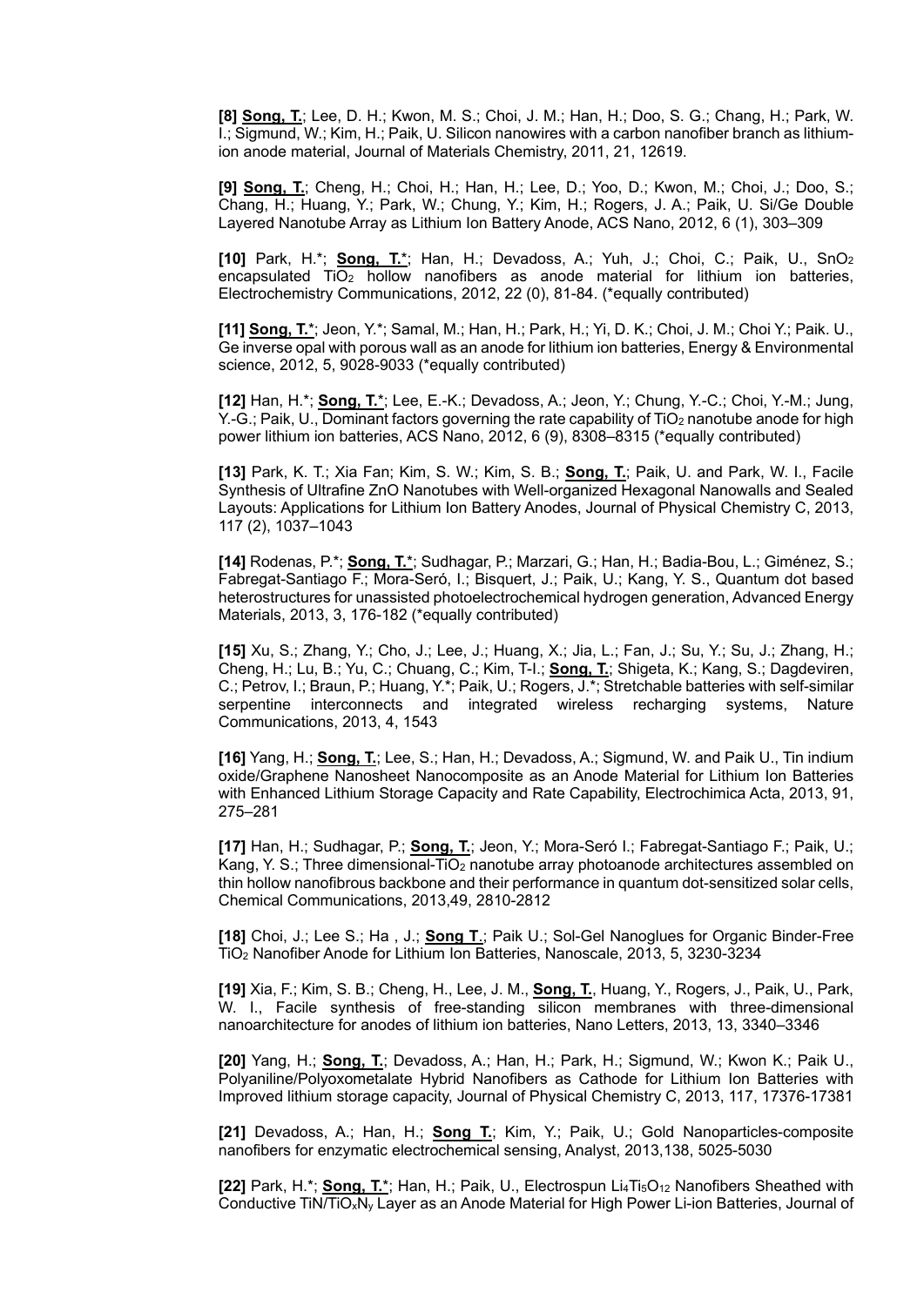**[8]** **Song, T.**; Lee, D. H.; Kwon, M. S.; Choi, J. M.; Han, H.; Doo, S. G.; Chang, H.; Park, W. I.; Sigmund, W.; Kim, H.; Paik, U. Silicon nanowires with a carbon nanofiber branch as lithium-ion anode material, Journal of Materials Chemistry, 2011, 21, 12619.

**[9]** **Song, T.**; Cheng, H.; Choi, H.; Han, H.; Lee, D.; Yoo, D.; Kwon, M.; Choi, J.; Doo, S.; Chang, H.; Huang, Y.; Park, W.; Chung, Y.; Kim, H.; Rogers, J. A.; Paik, U. Si/Ge Double Layered Nanotube Array as Lithium Ion Battery Anode, ACS Nano, 2012, 6 (1), 303–309

**[10]** Park, H.*; **Song, T.***; Han, H.; Devadoss, A.; Yuh, J.; Choi, C.; Paik, U., $SnO_2$ encapsulated $TiO_2$ hollow nanofibers as anode material for lithium ion batteries, Electrochemistry Communications, 2012, 22 (0), 81-84. (*equally contributed)

**[11]** **Song, T.***; Jeon, Y.*; Samal, M.; Han, H.; Park, H.; Yi, D. K.; Choi, J. M.; Choi Y.; Paik. U., Ge inverse opal with porous wall as an anode for lithium ion batteries, Energy & Environmental science, 2012, 5, 9028-9033 (*equally contributed)

**[12]** Han, H.*; **Song, T.***; Lee, E.-K.; Devadoss, A.; Jeon, Y.; Chung, Y.-C.; Choi, Y.-M.; Jung, Y.-G.; Paik, U., Dominant factors governing the rate capability of $TiO_2$ nanotube anode for high power lithium ion batteries, ACS Nano, 2012, 6 (9), 8308–8315 (*equally contributed)

**[13]** Park, K. T.; Xia Fan; Kim, S. W.; Kim, S. B.; **Song, T.**; Paik, U. and Park, W. I., Facile Synthesis of Ultrafine ZnO Nanotubes with Well-organized Hexagonal Nanowalls and Sealed Layouts: Applications for Lithium Ion Battery Anodes, Journal of Physical Chemistry C, 2013, 117 (2), 1037–1043

**[14]** Rodenas, P.*; **Song, T.***; Sudhagar, P.; Marzari, G.; Han, H.; Badia-Bou, L.; Giménez, S.; Fabregat-Santiago F.; Mora-Seró, I.; Bisquert, J.; Paik, U.; Kang, Y. S., Quantum dot based heterostructures for unassisted photoelectrochemical hydrogen generation, Advanced Energy Materials, 2013, 3, 176-182 (*equally contributed)

**[15]** Xu, S.; Zhang, Y.; Cho, J.; Lee, J.; Huang, X.; Jia, L.; Fan, J.; Su, Y.; Su, J.; Zhang, H.; Cheng, H.; Lu, B.; Yu, C.; Chuang, C.; Kim, T-I.; **Song, T.**; Shigeta, K.; Kang, S.; Dagdeviren, C.; Petrov, I.; Braun, P.; Huang, Y.*; Paik, U.; Rogers, J.*; Stretchable batteries with self-similar serpentine interconnects and integrated wireless recharging systems, Nature Communications, 2013, 4, 1543

**[16]** Yang, H.; **Song, T.**; Lee, S.; Han, H.; Devadoss, A.; Sigmund, W. and Paik U., Tin indium oxide/Graphene Nanosheet Nanocomposite as an Anode Material for Lithium Ion Batteries with Enhanced Lithium Storage Capacity and Rate Capability, Electrochimica Acta, 2013, 91, 275–281

**[17]** Han, H.; Sudhagar, P.; **Song, T.**; Jeon, Y.; Mora-Seró I.; Fabregat-Santiago F.; Paik, U.; Kang, Y. S.; Three dimensional-$TiO_2$ nanotube array photoanode architectures assembled on thin hollow nanofibrous backbone and their performance in quantum dot-sensitized solar cells, Chemical Communications, 2013,49, 2810-2812

**[18]** Choi, J.; Lee S.; Ha , J.; **Song T.**; Paik U.; Sol-Gel Nanoglues for Organic Binder-Free $TiO_2$ Nanofiber Anode for Lithium Ion Batteries, Nanoscale, 2013, 5, 3230-3234

**[19]** Xia, F.; Kim, S. B.; Cheng, H., Lee, J. M., **Song, T.**, Huang, Y., Rogers, J., Paik, U., Park, W. I., Facile synthesis of free-standing silicon membranes with three-dimensional nanoarchitecture for anodes of lithium ion batteries, Nano Letters, 2013, 13, 3340–3346

**[20]** Yang, H.; **Song, T.**; Devadoss, A.; Han, H.; Park, H.; Sigmund, W.; Kwon K.; Paik U., Polyaniline/Polyoxometalate Hybrid Nanofibers as Cathode for Lithium Ion Batteries with Improved lithium storage capacity, Journal of Physical Chemistry C, 2013, 117, 17376-17381

**[21]** Devadoss, A.; Han, H.; **Song T.**; Kim, Y.; Paik, U.; Gold Nanoparticles-composite nanofibers for enzymatic electrochemical sensing, Analyst, 2013,138, 5025-5030

**[22]** Park, H.*; **Song, T.***; Han, H.; Paik, U., Electrospun $Li_4Ti_5O_{12}$ Nanofibers Sheathed with Conductive $TiN/TiO_xN_y$ Layer as an Anode Material for High Power Li-ion Batteries, Journal of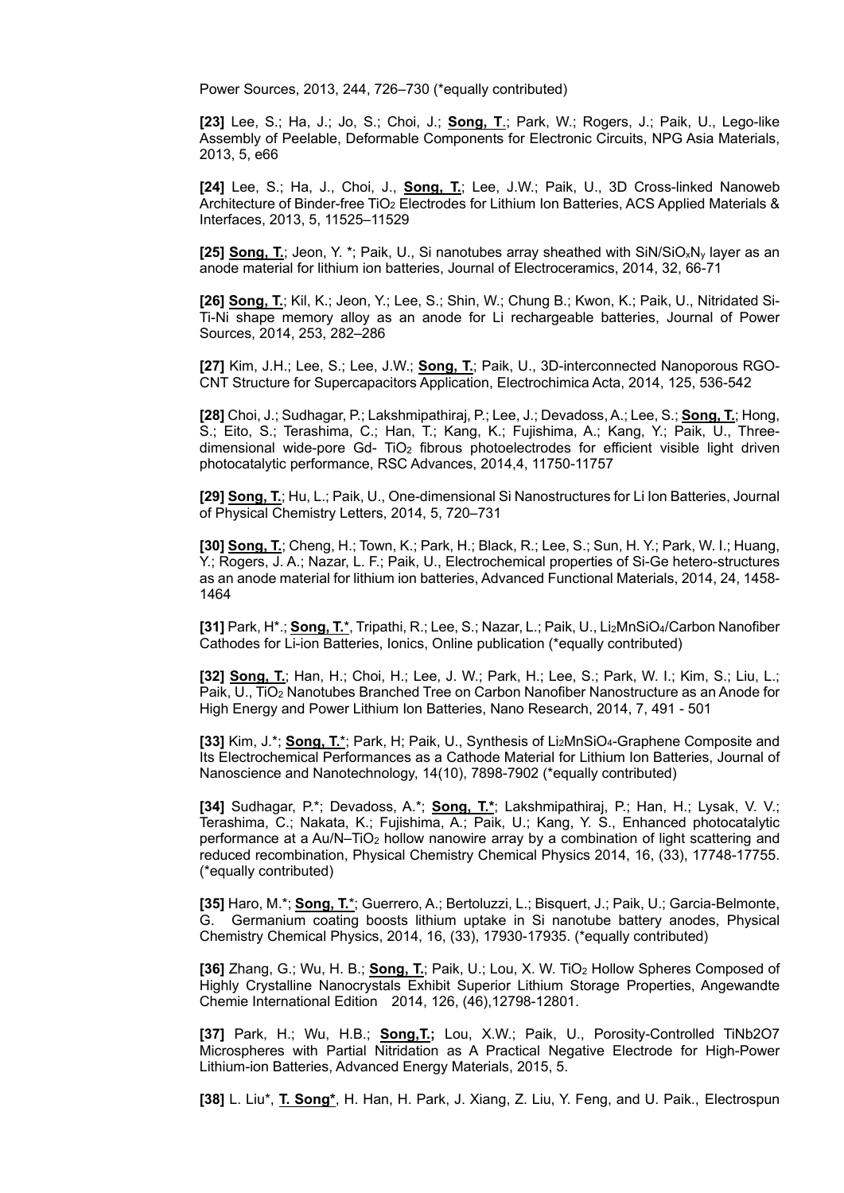Power Sources, 2013, 244, 726–730 (*equally contributed)

**[23]** Lee, S.; Ha, J.; Jo, S.; Choi, J.; **Song, T**.; Park, W.; Rogers, J.; Paik, U., Lego-like Assembly of Peelable, Deformable Components for Electronic Circuits, NPG Asia Materials, 2013, 5, e66

**[24]** Lee, S.; Ha, J., Choi, J., **Song, T.**; Lee, J.W.; Paik, U., 3D Cross-linked Nanoweb Architecture of Binder-free $TiO_2$ Electrodes for Lithium Ion Batteries, ACS Applied Materials & Interfaces, 2013, 5, 11525–11529

**[25] Song, T.**; Jeon, Y. *; Paik, U., Si nanotubes array sheathed with $SiN/SiO_xN_y$ layer as an anode material for lithium ion batteries, Journal of Electroceramics, 2014, 32, 66-71

**[26] Song, T.**; Kil, K.; Jeon, Y.; Lee, S.; Shin, W.; Chung B.; Kwon, K.; Paik, U., Nitridated Si-Ti-Ni shape memory alloy as an anode for Li rechargeable batteries, Journal of Power Sources, 2014, 253, 282–286

**[27]** Kim, J.H.; Lee, S.; Lee, J.W.; **Song, T.**; Paik, U., 3D-interconnected Nanoporous RGO-CNT Structure for Supercapacitors Application, Electrochimica Acta, 2014, 125, 536-542

**[28]** Choi, J.; Sudhagar, P.; Lakshmipathiraj, P.; Lee, J.; Devadoss, A.; Lee, S.; **Song, T.**; Hong, S.; Eito, S.; Terashima, C.; Han, T.; Kang, K.; Fujishima, A.; Kang, Y.; Paik, U., Three-dimensional wide-pore Gd- $TiO_2$ fibrous photoelectrodes for efficient visible light driven photocatalytic performance, RSC Advances, 2014,4, 11750-11757

**[29] Song, T.**; Hu, L.; Paik, U., One-dimensional Si Nanostructures for Li Ion Batteries, Journal of Physical Chemistry Letters, 2014, 5, 720–731

**[30] Song, T.**; Cheng, H.; Town, K.; Park, H.; Black, R.; Lee, S.; Sun, H. Y.; Park, W. I.; Huang, Y.; Rogers, J. A.; Nazar, L. F.; Paik, U., Electrochemical properties of Si-Ge hetero-structures as an anode material for lithium ion batteries, Advanced Functional Materials, 2014, 24, 1458-1464

**[31]** Park, H*.; **Song, T.***, Tripathi, R.; Lee, S.; Nazar, L.; Paik, U., $Li_2MnSiO_4$/Carbon Nanofiber Cathodes for Li-ion Batteries, Ionics, Online publication (*equally contributed)

**[32] Song, T.**; Han, H.; Choi, H.; Lee, J. W.; Park, H.; Lee, S.; Park, W. I.; Kim, S.; Liu, L.; Paik, U., $TiO_2$ Nanotubes Branched Tree on Carbon Nanofiber Nanostructure as an Anode for High Energy and Power Lithium Ion Batteries, Nano Research, 2014, 7, 491 - 501

**[33]** Kim, J.*; **Song, T.***; Park, H; Paik, U., Synthesis of $Li_2MnSiO_4$-Graphene Composite and Its Electrochemical Performances as a Cathode Material for Lithium Ion Batteries, Journal of Nanoscience and Nanotechnology, 14(10), 7898-7902 (*equally contributed)

**[34]** Sudhagar, P.*; Devadoss, A.*; **Song, T.***; Lakshmipathiraj, P.; Han, H.; Lysak, V. V.; Terashima, C.; Nakata, K.; Fujishima, A.; Paik, U.; Kang, Y. S., Enhanced photocatalytic performance at a Au/N–$TiO_2$ hollow nanowire array by a combination of light scattering and reduced recombination, Physical Chemistry Chemical Physics 2014, 16, (33), 17748-17755. (*equally contributed)

**[35]** Haro, M.*; **Song, T.***; Guerrero, A.; Bertoluzzi, L.; Bisquert, J.; Paik, U.; Garcia-Belmonte, G. Germanium coating boosts lithium uptake in Si nanotube battery anodes, Physical Chemistry Chemical Physics, 2014, 16, (33), 17930-17935. (*equally contributed)

**[36]** Zhang, G.; Wu, H. B.; **Song, T.**; Paik, U.; Lou, X. W. $TiO_2$ Hollow Spheres Composed of Highly Crystalline Nanocrystals Exhibit Superior Lithium Storage Properties, Angewandte Chemie International Edition 2014, 126, (46),12798-12801.

**[37]** Park, H.; Wu, H.B.; **Song,T.;** Lou, X.W.; Paik, U., Porosity-Controlled TiNb2O7 Microspheres with Partial Nitridation as A Practical Negative Electrode for High-Power Lithium-ion Batteries, Advanced Energy Materials, 2015, 5.

**[38]** L. Liu*, **T. Song***, H. Han, H. Park, J. Xiang, Z. Liu, Y. Feng, and U. Paik., Electrospun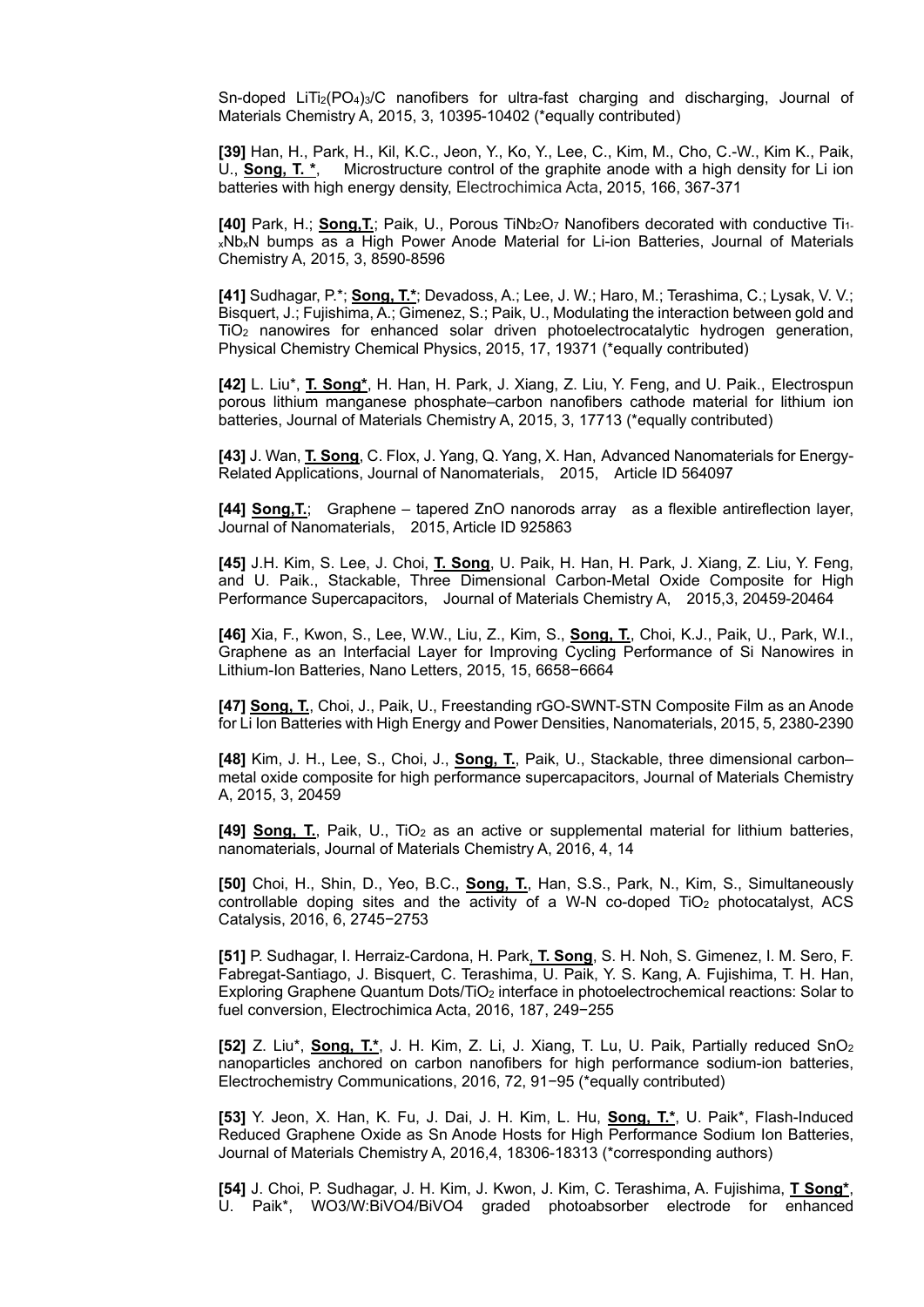Sn-doped $LiTi_2(PO_4)_3$/C nanofibers for ultra-fast charging and discharging, Journal of Materials Chemistry A, 2015, 3, 10395-10402 (*equally contributed)

**[39]** Han, H., Park, H., Kil, K.C., Jeon, Y., Ko, Y., Lee, C., Kim, M., Cho, C.-W., Kim K., Paik, U., **Song, T. ***, Microstructure control of the graphite anode with a high density for Li ion batteries with high energy density, Electrochimica Acta, 2015, 166, 367-371

**[40]** Park, H.; **Song,T.**; Paik, U., Porous $TiNb_2O_7$ Nanofibers decorated with conductive $Ti_{1-x}Nb_xN$ bumps as a High Power Anode Material for Li-ion Batteries, Journal of Materials Chemistry A, 2015, 3, 8590-8596

**[41]** Sudhagar, P.*; **Song, T.***; Devadoss, A.; Lee, J. W.; Haro, M.; Terashima, C.; Lysak, V. V.; Bisquert, J.; Fujishima, A.; Gimenez, S.; Paik, U., Modulating the interaction between gold and $TiO_2$ nanowires for enhanced solar driven photoelectrocatalytic hydrogen generation, Physical Chemistry Chemical Physics, 2015, 17, 19371 (*equally contributed)

**[42]** L. Liu*, **T. Song***, H. Han, H. Park, J. Xiang, Z. Liu, Y. Feng, and U. Paik., Electrospun porous lithium manganese phosphate–carbon nanofibers cathode material for lithium ion batteries, Journal of Materials Chemistry A, 2015, 3, 17713 (*equally contributed)

**[43]** J. Wan, **T. Song**, C. Flox, J. Yang, Q. Yang, X. Han, Advanced Nanomaterials for Energy-Related Applications, Journal of Nanomaterials, 2015, Article ID 564097

**[44]** **Song,T.**; Graphene – tapered ZnO nanorods array as a flexible antireflection layer, Journal of Nanomaterials, 2015, Article ID 925863

**[45]** J.H. Kim, S. Lee, J. Choi, **T. Song**, U. Paik, H. Han, H. Park, J. Xiang, Z. Liu, Y. Feng, and U. Paik., Stackable, Three Dimensional Carbon-Metal Oxide Composite for High Performance Supercapacitors, Journal of Materials Chemistry A, 2015,3, 20459-20464

**[46]** Xia, F., Kwon, S., Lee, W.W., Liu, Z., Kim, S., **Song, T.**, Choi, K.J., Paik, U., Park, W.I., Graphene as an Interfacial Layer for Improving Cycling Performance of Si Nanowires in Lithium-Ion Batteries, Nano Letters, 2015, 15, 6658−6664

**[47]** **Song, T.**, Choi, J., Paik, U., Freestanding rGO-SWNT-STN Composite Film as an Anode for Li Ion Batteries with High Energy and Power Densities, Nanomaterials, 2015, 5, 2380-2390

**[48]** Kim, J. H., Lee, S., Choi, J., **Song, T.**, Paik, U., Stackable, three dimensional carbon–metal oxide composite for high performance supercapacitors, Journal of Materials Chemistry A, 2015, 3, 20459

**[49]** **Song, T.**, Paik, U., $TiO_2$ as an active or supplemental material for lithium batteries, nanomaterials, Journal of Materials Chemistry A, 2016, 4, 14

**[50]** Choi, H., Shin, D., Yeo, B.C., **Song, T.**, Han, S.S., Park, N., Kim, S., Simultaneously controllable doping sites and the activity of a W-N co-doped $TiO_2$ photocatalyst, ACS Catalysis, 2016, 6, 2745−2753

**[51]** P. Sudhagar, I. Herraiz-Cardona, H. Park, **T. Song**, S. H. Noh, S. Gimenez, I. M. Sero, F. Fabregat-Santiago, J. Bisquert, C. Terashima, U. Paik, Y. S. Kang, A. Fujishima, T. H. Han, Exploring Graphene Quantum Dots/$TiO_2$ interface in photoelectrochemical reactions: Solar to fuel conversion, Electrochimica Acta, 2016, 187, 249−255

**[52]** Z. Liu*, **Song, T.***, J. H. Kim, Z. Li, J. Xiang, T. Lu, U. Paik, Partially reduced $SnO_2$ nanoparticles anchored on carbon nanofibers for high performance sodium-ion batteries, Electrochemistry Communications, 2016, 72, 91−95 (*equally contributed)

**[53]** Y. Jeon, X. Han, K. Fu, J. Dai, J. H. Kim, L. Hu, **Song, T.***, U. Paik*, Flash-Induced Reduced Graphene Oxide as Sn Anode Hosts for High Performance Sodium Ion Batteries, Journal of Materials Chemistry A, 2016,4, 18306-18313 (*corresponding authors)

**[54]** J. Choi, P. Sudhagar, J. H. Kim, J. Kwon, J. Kim, C. Terashima, A. Fujishima, **T Song***, U. Paik*, WO3/W:BiVO4/BiVO4 graded photoabsorber electrode for enhanced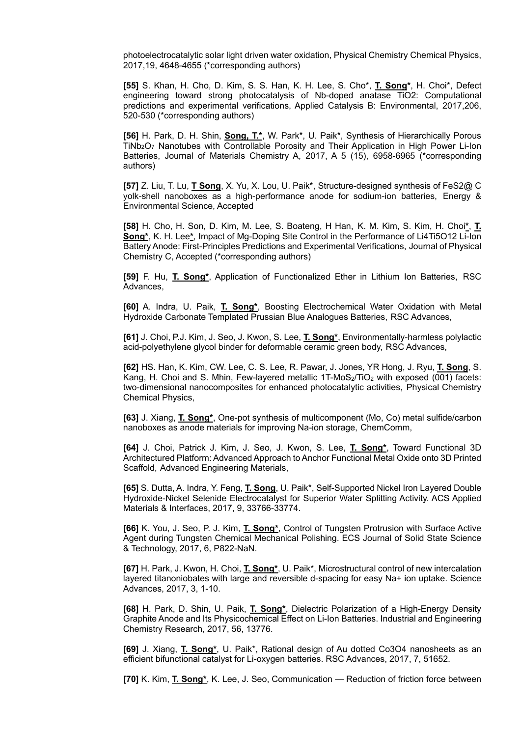photoelectrocatalytic solar light driven water oxidation, Physical Chemistry Chemical Physics, 2017,19, 4648-4655 (*corresponding authors)

**[55]** S. Khan, H. Cho, D. Kim, S. S. Han, K. H. Lee, S. Cho*, **T. Song***, H. Choi*, Defect engineering toward strong photocatalysis of Nb-doped anatase TiO2: Computational predictions and experimental verifications, Applied Catalysis B: Environmental, 2017,206, 520-530 (*corresponding authors)

**[56]** H. Park, D. H. Shin, **Song, T.***, W. Park*, U. Paik*, Synthesis of Hierarchically Porous $TiNb_2O_7$ Nanotubes with Controllable Porosity and Their Application in High Power Li-Ion Batteries, Journal of Materials Chemistry A, 2017, A 5 (15), 6958-6965 (*corresponding authors)

**[57]** Z. Liu, T. Lu, **T Song**, X. Yu, X. Lou, U. Paik*, Structure-designed synthesis of FeS2@ C yolk-shell nanoboxes as a high-performance anode for sodium-ion batteries, Energy & Environmental Science, Accepted

**[58]** H. Cho, H. Son, D. Kim, M. Lee, S. Boateng, H Han, K. M. Kim, S. Kim, H. Choi*, **T. Song***, K. H. Lee*, Impact of Mg-Doping Site Control in the Performance of Li4Ti5O12 Li-Ion Battery Anode: First-Principles Predictions and Experimental Verifications, Journal of Physical Chemistry C, Accepted (*corresponding authors)

**[59]** F. Hu, **T. Song***, Application of Functionalized Ether in Lithium Ion Batteries, RSC Advances,

**[60]** A. Indra, U. Paik, **T. Song***, Boosting Electrochemical Water Oxidation with Metal Hydroxide Carbonate Templated Prussian Blue Analogues Batteries, RSC Advances,

**[61]** J. Choi, P.J. Kim, J. Seo, J. Kwon, S. Lee, **T. Song***, Environmentally-harmless polylactic acid-polyethylene glycol binder for deformable ceramic green body, RSC Advances,

**[62]** HS. Han, K. Kim, CW. Lee, C. S. Lee, R. Pawar, J. Jones, YR Hong, J. Ryu, **T. Song**, S. Kang, H. Choi and S. Mhin, Few-layered metallic 1T-$MoS_2/TiO_2$ with exposed (001) facets: two-dimensional nanocomposites for enhanced photocatalytic activities, Physical Chemistry Chemical Physics,

**[63]** J. Xiang, **T. Song***, One-pot synthesis of multicomponent (Mo, Co) metal sulfide/carbon nanoboxes as anode materials for improving Na-ion storage, ChemComm,

**[64]** J. Choi, Patrick J. Kim, J. Seo, J. Kwon, S. Lee, **T. Song***, Toward Functional 3D Architectured Platform: Advanced Approach to Anchor Functional Metal Oxide onto 3D Printed Scaffold, Advanced Engineering Materials,

**[65]** S. Dutta, A. Indra, Y. Feng, **T. Song**, U. Paik*, Self-Supported Nickel Iron Layered Double Hydroxide-Nickel Selenide Electrocatalyst for Superior Water Splitting Activity. ACS Applied Materials & Interfaces, 2017, 9, 33766-33774.

**[66]** K. You, J. Seo, P. J. Kim, **T. Song***, Control of Tungsten Protrusion with Surface Active Agent during Tungsten Chemical Mechanical Polishing. ECS Journal of Solid State Science & Technology, 2017, 6, P822-NaN.

**[67]** H. Park, J. Kwon, H. Choi, **T. Song***, U. Paik*, Microstructural control of new intercalation layered titanoniobates with large and reversible d-spacing for easy Na+ ion uptake. Science Advances, 2017, 3, 1-10.

**[68]** H. Park, D. Shin, U. Paik, **T. Song***, Dielectric Polarization of a High-Energy Density Graphite Anode and Its Physicochemical Effect on Li-Ion Batteries. Industrial and Engineering Chemistry Research, 2017, 56, 13776.

**[69]** J. Xiang, **T. Song***, U. Paik*, Rational design of Au dotted Co3O4 nanosheets as an efficient bifunctional catalyst for Li-oxygen batteries. RSC Advances, 2017, 7, 51652.

**[70]** K. Kim, **T. Song***, K. Lee, J. Seo, Communication — Reduction of friction force between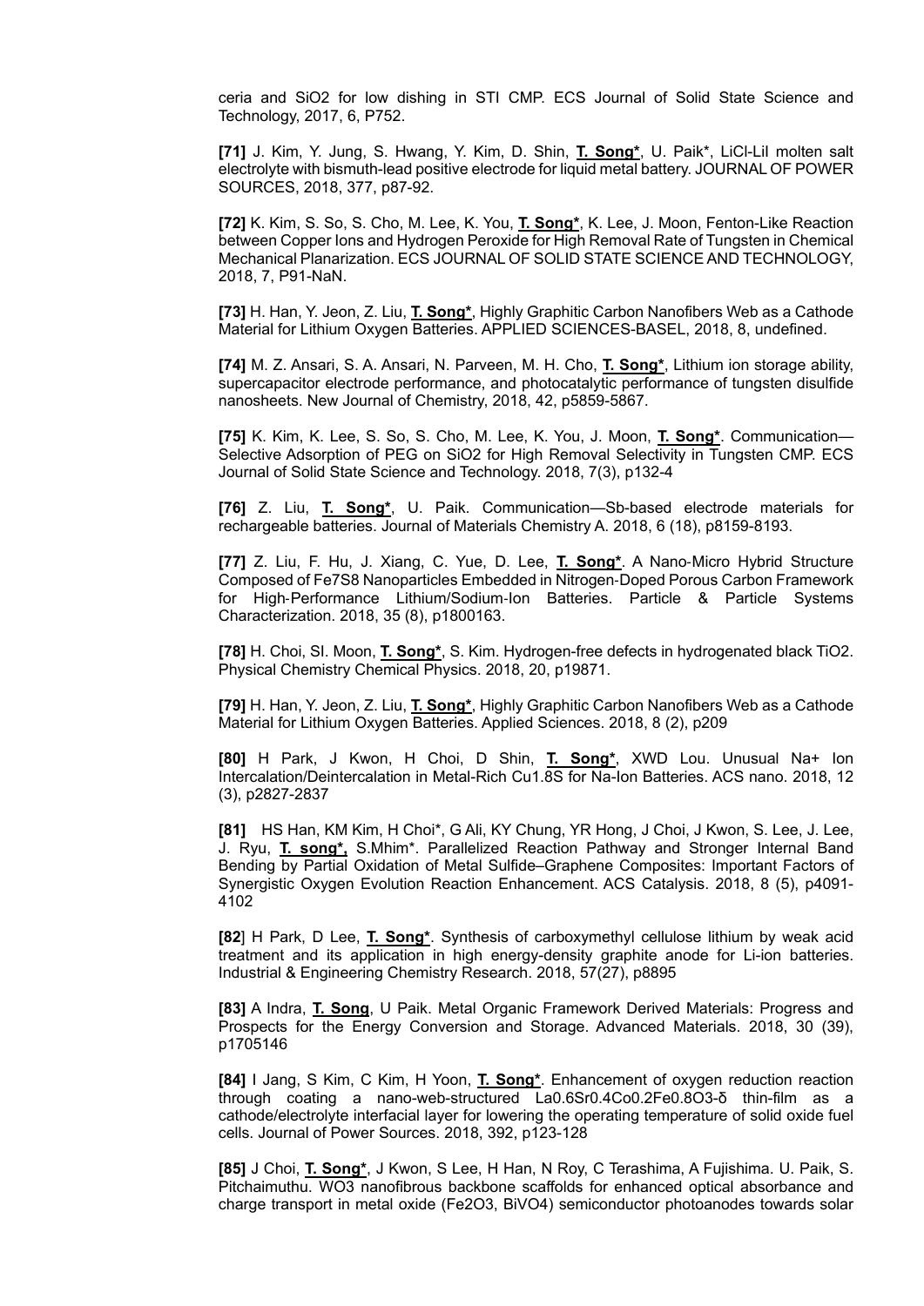ceria and SiO2 for low dishing in STI CMP. ECS Journal of Solid State Science and Technology, 2017, 6, P752.

**[71]** J. Kim, Y. Jung, S. Hwang, Y. Kim, D. Shin, **T. Song***, U. Paik*, LiCl-LiI molten salt electrolyte with bismuth-lead positive electrode for liquid metal battery. JOURNAL OF POWER SOURCES, 2018, 377, p87-92.

**[72]** K. Kim, S. So, S. Cho, M. Lee, K. You, **T. Song***, K. Lee, J. Moon, Fenton-Like Reaction between Copper Ions and Hydrogen Peroxide for High Removal Rate of Tungsten in Chemical Mechanical Planarization. ECS JOURNAL OF SOLID STATE SCIENCE AND TECHNOLOGY, 2018, 7, P91-NaN.

**[73]** H. Han, Y. Jeon, Z. Liu, **T. Song***, Highly Graphitic Carbon Nanofibers Web as a Cathode Material for Lithium Oxygen Batteries. APPLIED SCIENCES-BASEL, 2018, 8, undefined.

**[74]** M. Z. Ansari, S. A. Ansari, N. Parveen, M. H. Cho, **T. Song***, Lithium ion storage ability, supercapacitor electrode performance, and photocatalytic performance of tungsten disulfide nanosheets. New Journal of Chemistry, 2018, 42, p5859-5867.

**[75]** K. Kim, K. Lee, S. So, S. Cho, M. Lee, K. You, J. Moon, **T. Song***. Communication—Selective Adsorption of PEG on SiO2 for High Removal Selectivity in Tungsten CMP. ECS Journal of Solid State Science and Technology. 2018, 7(3), p132-4

**[76]** Z. Liu, **T. Song***, U. Paik. Communication—Sb-based electrode materials for rechargeable batteries. Journal of Materials Chemistry A. 2018, 6 (18), p8159-8193.

**[77]** Z. Liu, F. Hu, J. Xiang, C. Yue, D. Lee, **T. Song***. A Nano‐Micro Hybrid Structure Composed of Fe7S8 Nanoparticles Embedded in Nitrogen‐Doped Porous Carbon Framework for High‐Performance Lithium/Sodium‐Ion Batteries. Particle & Particle Systems Characterization. 2018, 35 (8), p1800163.

**[78]** H. Choi, SI. Moon, **T. Song***, S. Kim. Hydrogen-free defects in hydrogenated black TiO2. Physical Chemistry Chemical Physics. 2018, 20, p19871.

**[79]** H. Han, Y. Jeon, Z. Liu, **T. Song***, Highly Graphitic Carbon Nanofibers Web as a Cathode Material for Lithium Oxygen Batteries. Applied Sciences. 2018, 8 (2), p209

**[80]** H Park, J Kwon, H Choi, D Shin, **T. Song***, XWD Lou. Unusual Na+ Ion Intercalation/Deintercalation in Metal-Rich Cu1.8S for Na-Ion Batteries. ACS nano. 2018, 12 (3), p2827-2837

**[81]** HS Han, KM Kim, H Choi*, G Ali, KY Chung, YR Hong, J Choi, J Kwon, S. Lee, J. Lee, J. Ryu, **T. song***, S.Mhim*. Parallelized Reaction Pathway and Stronger Internal Band Bending by Partial Oxidation of Metal Sulfide–Graphene Composites: Important Factors of Synergistic Oxygen Evolution Reaction Enhancement. ACS Catalysis. 2018, 8 (5), p4091-4102

**[82]** H Park, D Lee, **T. Song***. Synthesis of carboxymethyl cellulose lithium by weak acid treatment and its application in high energy-density graphite anode for Li-ion batteries. Industrial & Engineering Chemistry Research. 2018, 57(27), p8895

**[83]** A Indra, **T. Song**, U Paik. Metal Organic Framework Derived Materials: Progress and Prospects for the Energy Conversion and Storage. Advanced Materials. 2018, 30 (39), p1705146

**[84]** I Jang, S Kim, C Kim, H Yoon, **T. Song***. Enhancement of oxygen reduction reaction through coating a nano-web-structured La0.6Sr0.4Co0.2Fe0.8O3-δ thin-film as a cathode/electrolyte interfacial layer for lowering the operating temperature of solid oxide fuel cells. Journal of Power Sources. 2018, 392, p123-128

**[85]** J Choi, **T. Song***, J Kwon, S Lee, H Han, N Roy, C Terashima, A Fujishima. U. Paik, S. Pitchaimuthu. WO3 nanofibrous backbone scaffolds for enhanced optical absorbance and charge transport in metal oxide (Fe2O3, BiVO4) semiconductor photoanodes towards solar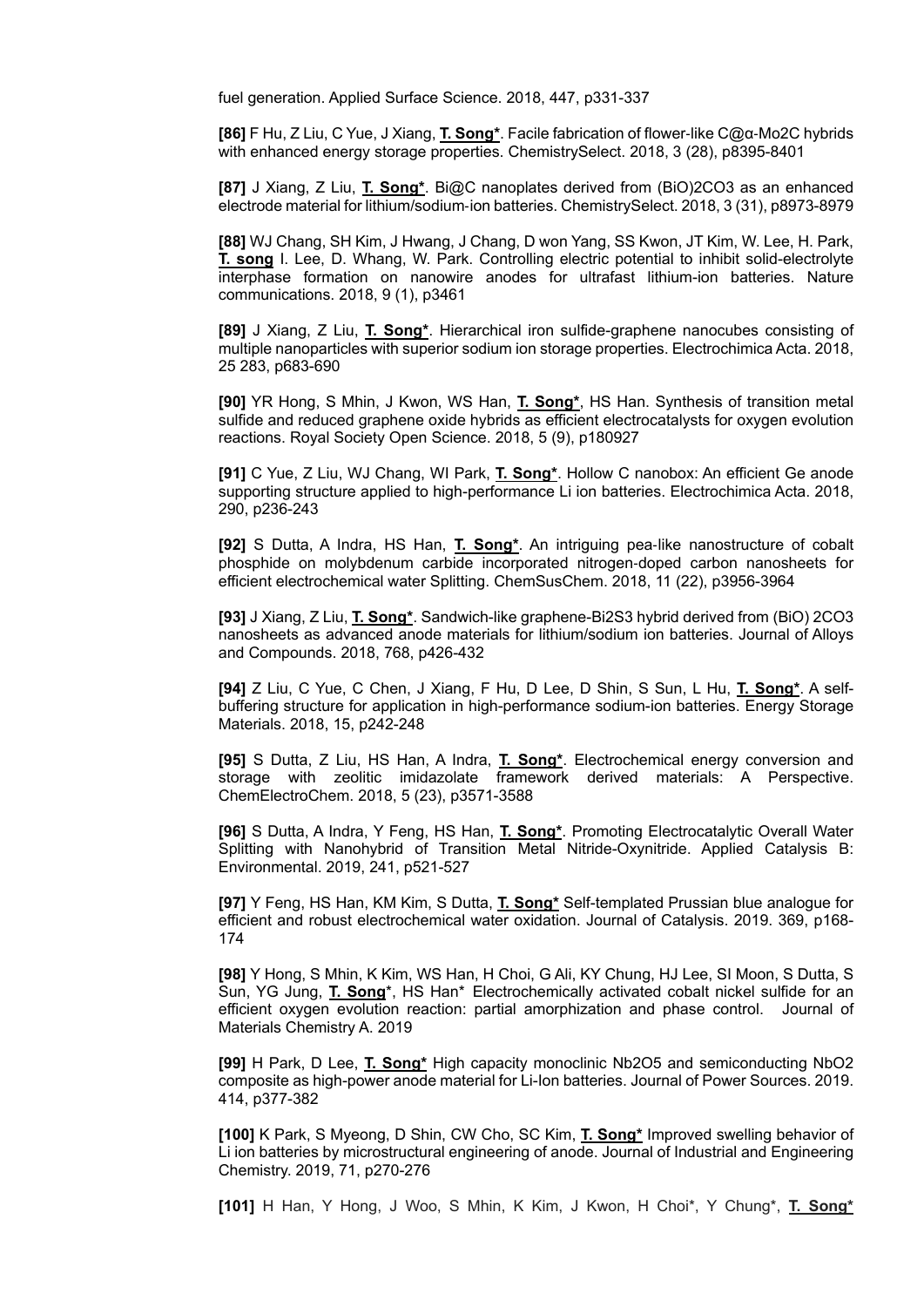fuel generation. Applied Surface Science. 2018, 447, p331-337

**[86]** F Hu, Z Liu, C Yue, J Xiang, **T. Song***. Facile fabrication of flower-like C@α-$Mo_2C$ hybrids with enhanced energy storage properties. ChemistrySelect. 2018, 3 (28), p8395-8401

**[87]** J Xiang, Z Liu, **T. Song***. Bi@C nanoplates derived from $(BiO)_2CO_3$ as an enhanced electrode material for lithium/sodium-ion batteries. ChemistrySelect. 2018, 3 (31), p8973-8979

**[88]** WJ Chang, SH Kim, J Hwang, J Chang, D won Yang, SS Kwon, JT Kim, W. Lee, H. Park, **T. song** I. Lee, D. Whang, W. Park. Controlling electric potential to inhibit solid-electrolyte interphase formation on nanowire anodes for ultrafast lithium-ion batteries. Nature communications. 2018, 9 (1), p3461

**[89]** J Xiang, Z Liu, **T. Song***. Hierarchical iron sulfide-graphene nanocubes consisting of multiple nanoparticles with superior sodium ion storage properties. Electrochimica Acta. 2018, 25 283, p683-690

**[90]** YR Hong, S Mhin, J Kwon, WS Han, **T. Song***, HS Han. Synthesis of transition metal sulfide and reduced graphene oxide hybrids as efficient electrocatalysts for oxygen evolution reactions. Royal Society Open Science. 2018, 5 (9), p180927

**[91]** C Yue, Z Liu, WJ Chang, WI Park, **T. Song***. Hollow C nanobox: An efficient Ge anode supporting structure applied to high-performance Li ion batteries. Electrochimica Acta. 2018, 290, p236-243

**[92]** S Dutta, A Indra, HS Han, **T. Song***. An intriguing pea-like nanostructure of cobalt phosphide on molybdenum carbide incorporated nitrogen-doped carbon nanosheets for efficient electrochemical water Splitting. ChemSusChem. 2018, 11 (22), p3956-3964

**[93]** J Xiang, Z Liu, **T. Song***. Sandwich-like graphene-$Bi_2S_3$ hybrid derived from $(BiO)_2CO_3$ nanosheets as advanced anode materials for lithium/sodium ion batteries. Journal of Alloys and Compounds. 2018, 768, p426-432

**[94]** Z Liu, C Yue, C Chen, J Xiang, F Hu, D Lee, D Shin, S Sun, L Hu, **T. Song***. A self-buffering structure for application in high-performance sodium-ion batteries. Energy Storage Materials. 2018, 15, p242-248

**[95]** S Dutta, Z Liu, HS Han, A Indra, **T. Song***. Electrochemical energy conversion and storage with zeolitic imidazolate framework derived materials: A Perspective. ChemElectroChem. 2018, 5 (23), p3571-3588

**[96]** S Dutta, A Indra, Y Feng, HS Han, **T. Song***. Promoting Electrocatalytic Overall Water Splitting with Nanohybrid of Transition Metal Nitride-Oxynitride. Applied Catalysis B: Environmental. 2019, 241, p521-527

**[97]** Y Feng, HS Han, KM Kim, S Dutta, **T. Song*** Self-templated Prussian blue analogue for efficient and robust electrochemical water oxidation. Journal of Catalysis. 2019. 369, p168-174

**[98]** Y Hong, S Mhin, K Kim, WS Han, H Choi, G Ali, KY Chung, HJ Lee, SI Moon, S Dutta, S Sun, YG Jung, **T. Song***, HS Han* Electrochemically activated cobalt nickel sulfide for an efficient oxygen evolution reaction: partial amorphization and phase control. Journal of Materials Chemistry A. 2019

**[99]** H Park, D Lee, **T. Song*** High capacity monoclinic $Nb_2O_5$ and semiconducting $NbO_2$ composite as high-power anode material for Li-Ion batteries. Journal of Power Sources. 2019. 414, p377-382

**[100]** K Park, S Myeong, D Shin, CW Cho, SC Kim, **T. Song*** Improved swelling behavior of Li ion batteries by microstructural engineering of anode. Journal of Industrial and Engineering Chemistry. 2019, 71, p270-276

**[101]** H Han, Y Hong, J Woo, S Mhin, K Kim, J Kwon, H Choi*, Y Chung*, **T. Song***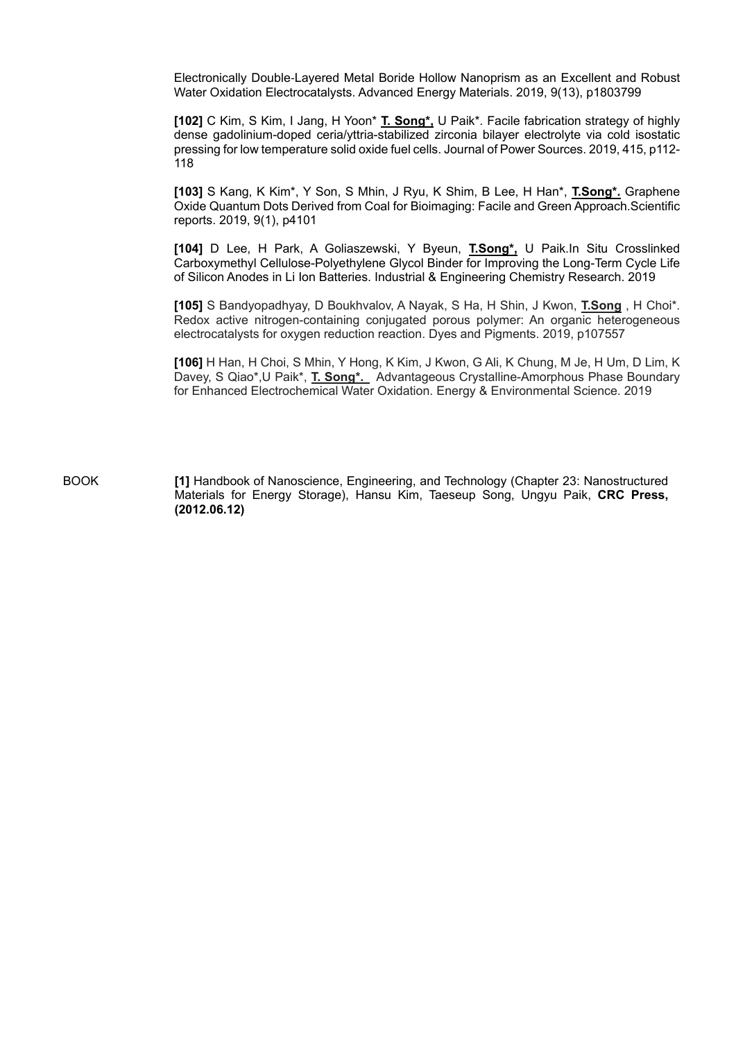Electronically Double-Layered Metal Boride Hollow Nanoprism as an Excellent and Robust Water Oxidation Electrocatalysts. Advanced Energy Materials. 2019, 9(13), p1803799

**[102]** C Kim, S Kim, I Jang, H Yoon* **T. Song*,** U Paik*. Facile fabrication strategy of highly dense gadolinium-doped ceria/yttria-stabilized zirconia bilayer electrolyte via cold isostatic pressing for low temperature solid oxide fuel cells. Journal of Power Sources. 2019, 415, p112-118

**[103]** S Kang, K Kim*, Y Son, S Mhin, J Ryu, K Shim, B Lee, H Han*, **T.Song*.** Graphene Oxide Quantum Dots Derived from Coal for Bioimaging: Facile and Green Approach.Scientific reports. 2019, 9(1), p4101

**[104]** D Lee, H Park, A Goliaszewski, Y Byeun, **T.Song*,** U Paik.In Situ Crosslinked Carboxymethyl Cellulose-Polyethylene Glycol Binder for Improving the Long-Term Cycle Life of Silicon Anodes in Li Ion Batteries. Industrial & Engineering Chemistry Research. 2019

**[105]** S Bandyopadhyay, D Boukhvalov, A Nayak, S Ha, H Shin, J Kwon, **T.Song** , H Choi*. Redox active nitrogen-containing conjugated porous polymer: An organic heterogeneous electrocatalysts for oxygen reduction reaction. Dyes and Pigments. 2019, p107557

**[106]** H Han, H Choi, S Mhin, Y Hong, K Kim, J Kwon, G Ali, K Chung, M Je, H Um, D Lim, K Davey, S Qiao*,U Paik*, **T. Song*.** Advantageous Crystalline-Amorphous Phase Boundary for Enhanced Electrochemical Water Oxidation. Energy & Environmental Science. 2019

BOOK

**[1]** Handbook of Nanoscience, Engineering, and Technology (Chapter 23: Nanostructured Materials for Energy Storage), Hansu Kim, Taeseup Song, Ungyu Paik, **CRC Press, (2012.06.12)**